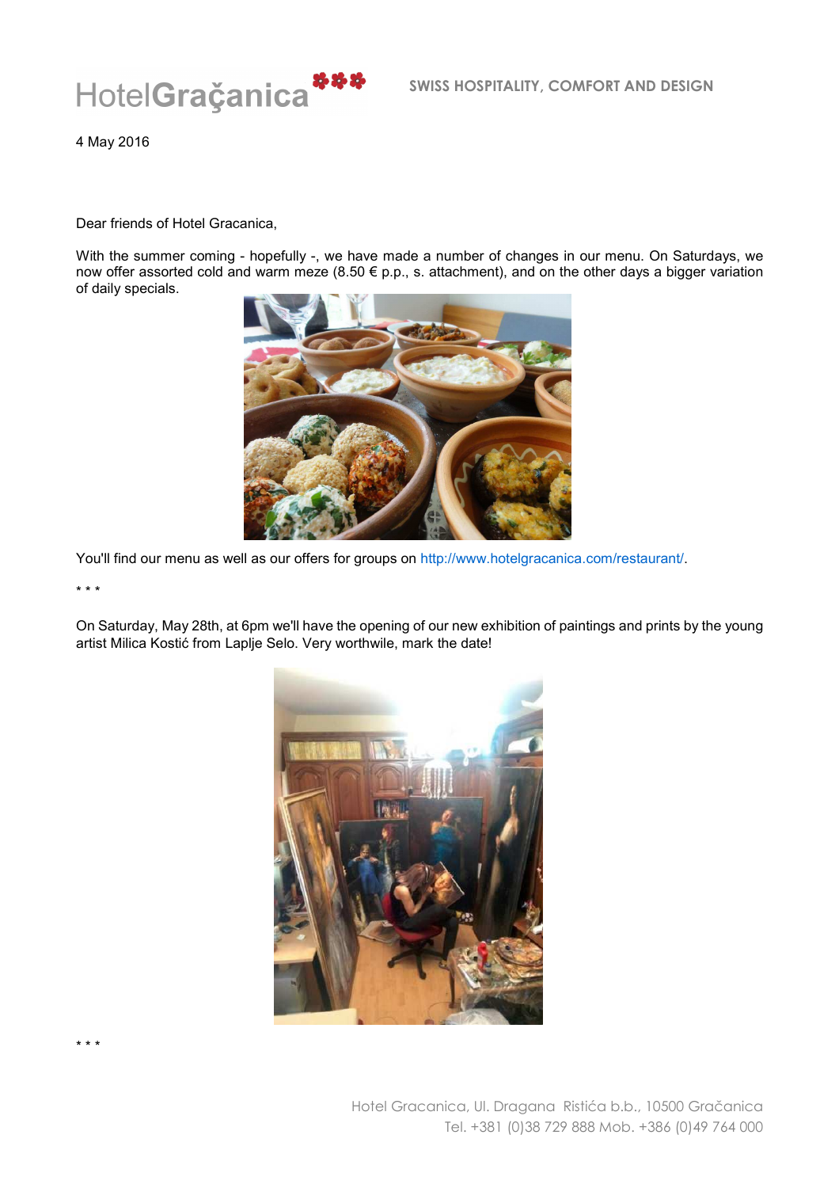HotelGraçanica

SWISS HOSPITALITY, COMFORT AND DESIGN

4 May 2016

Dear friends of Hotel Gracanica,

With the summer coming - hopefully -, we have made a number of changes in our menu. On Saturdays, we now offer assorted cold and warm meze (8.50 € p.p., s. attachment), and on the other days a bigger variation of daily specials.

You'll find our menu as well as our offers for groups on http://www.hotelgracanica.com/restaurant/.

* * *

On Saturday, May 28th, at 6pm we'll have the opening of our new exhibition of paintings and prints by the young artist Milica Kostić from Laplje Selo. Very worthwile, mark the date!

* * *

Hotel Gracanica, Ul. Dragana Ristića b.b., 10500 Gračanica
Tel. +381 (0)38 729 888 Mob. +386 (0)49 764 000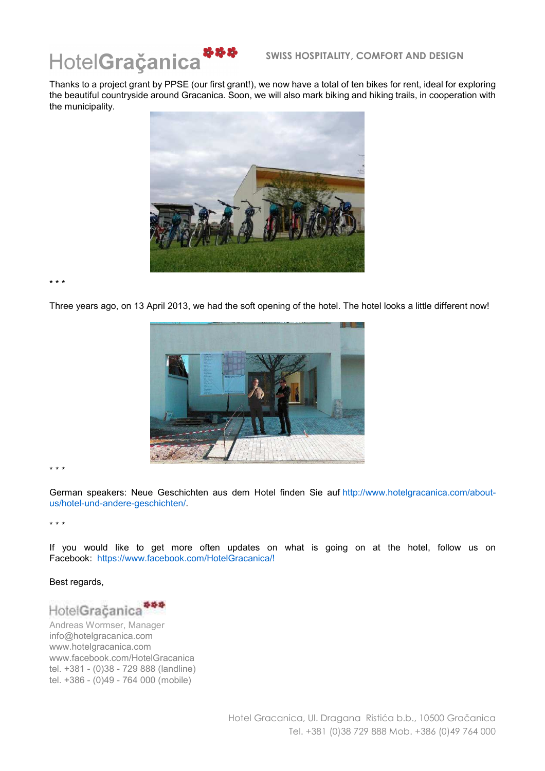HotelGraçanica SWISS HOSPITALITY, COMFORT AND DESIGN

Thanks to a project grant by PPSE (our first grant!), we now have a total of ten bikes for rent, ideal for exploring the beautiful countryside around Gracanica. Soon, we will also mark biking and hiking trails, in cooperation with the municipality.

* * *

Three years ago, on 13 April 2013, we had the soft opening of the hotel. The hotel looks a little different now!

* * *

German speakers: Neue Geschichten aus dem Hotel finden Sie auf http://www.hotelgracanica.com/about-us/hotel-und-andere-geschichten/.

* * *

If you would like to get more often updates on what is going on at the hotel, follow us on Facebook: https://www.facebook.com/HotelGracanica/!

Best regards,

HotelGraçanica
Andreas Wormser, Manager
info@hotelgracanica.com
www.hotelgracanica.com
www.facebook.com/HotelGracanica
tel. +381 - (0)38 - 729 888 (landline)
tel. +386 - (0)49 - 764 000 (mobile)

Hotel Gracanica, Ul. Dragana Ristića b.b., 10500 Gračanica
Tel. +381 (0)38 729 888 Mob. +386 (0)49 764 000